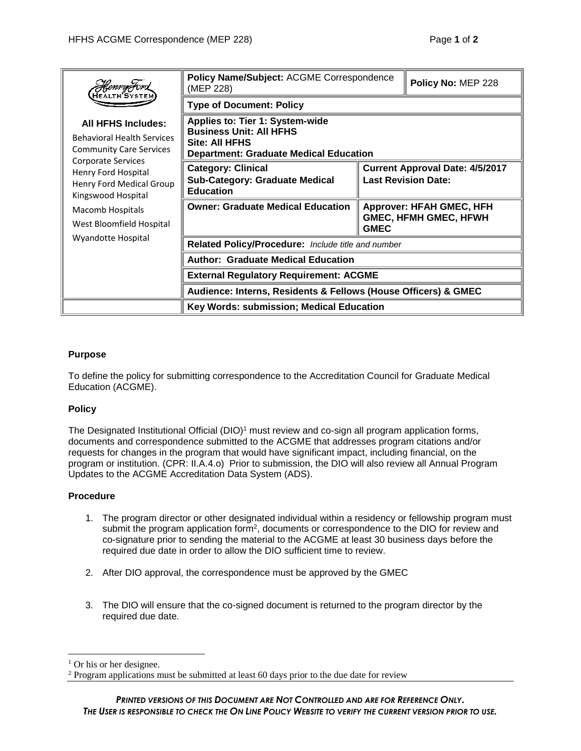| Henry Ford Health System | **Policy Name/Subject:** ACGME Correspondence (MEP 228) | | **Policy No:** MEP 228 |
|---|---|---|---|
| | **Type of Document: Policy** | | |
| **All HFHS Includes:** Behavioral Health Services, Community Care Services, Corporate Services, Henry Ford Hospital, Henry Ford Medical Group, Kingswood Hospital, Macomb Hospitals, West Bloomfield Hospital, Wyandotte Hospital | **Applies to: Tier 1: System-wide** **Business Unit: All HFHS** **Site: All HFHS** **Department: Graduate Medical Education** | | |
| | **Category: Clinical** **Sub-Category: Graduate Medical Education** | **Current Approval Date: 4/5/2017** **Last Revision Date:** | |
| | **Owner: Graduate Medical Education** | **Approver: HFAH GMEC, HFH GMEC, HFMH GMEC, HFWH GMEC** | |
| | **Related Policy/Procedure:** *Include title and number* | | |
| | **Author: Graduate Medical Education** | | |
| | **External Regulatory Requirement: ACGME** | | |
| | **Audience: Interns, Residents & Fellows (House Officers) & GMEC** | | |
| | **Key Words: submission; Medical Education** | | |

**Purpose**

To define the policy for submitting correspondence to the Accreditation Council for Graduate Medical Education (ACGME).

**Policy**

The Designated Institutional Official (DIO)[1] must review and co-sign all program application forms, documents and correspondence submitted to the ACGME that addresses program citations and/or requests for changes in the program that would have significant impact, including financial, on the program or institution. (CPR: II.A.4.o) Prior to submission, the DIO will also review all Annual Program Updates to the ACGME Accreditation Data System (ADS).

**Procedure**

1. The program director or other designated individual within a residency or fellowship program must submit the program application form[2], documents or correspondence to the DIO for review and co-signature prior to sending the material to the ACGME at least 30 business days before the required due date in order to allow the DIO sufficient time to review.

2. After DIO approval, the correspondence must be approved by the GMEC

3. The DIO will ensure that the co-signed document is returned to the program director by the required due date.

---

[1] Or his or her designee.

[2] Program applications must be submitted at least 60 days prior to the due date for review

*PRINTED VERSIONS OF THIS DOCUMENT ARE NOT CONTROLLED AND ARE FOR REFERENCE ONLY. THE USER IS RESPONSIBLE TO CHECK THE ON LINE POLICY WEBSITE TO VERIFY THE CURRENT VERSION PRIOR TO USE.*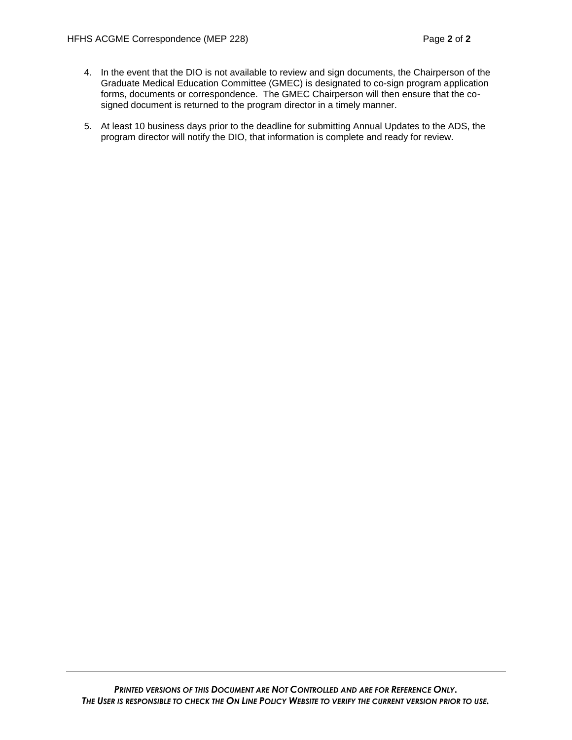4. In the event that the DIO is not available to review and sign documents, the Chairperson of the Graduate Medical Education Committee (GMEC) is designated to co-sign program application forms, documents or correspondence. The GMEC Chairperson will then ensure that the co-signed document is returned to the program director in a timely manner.

5. At least 10 business days prior to the deadline for submitting Annual Updates to the ADS, the program director will notify the DIO, that information is complete and ready for review.